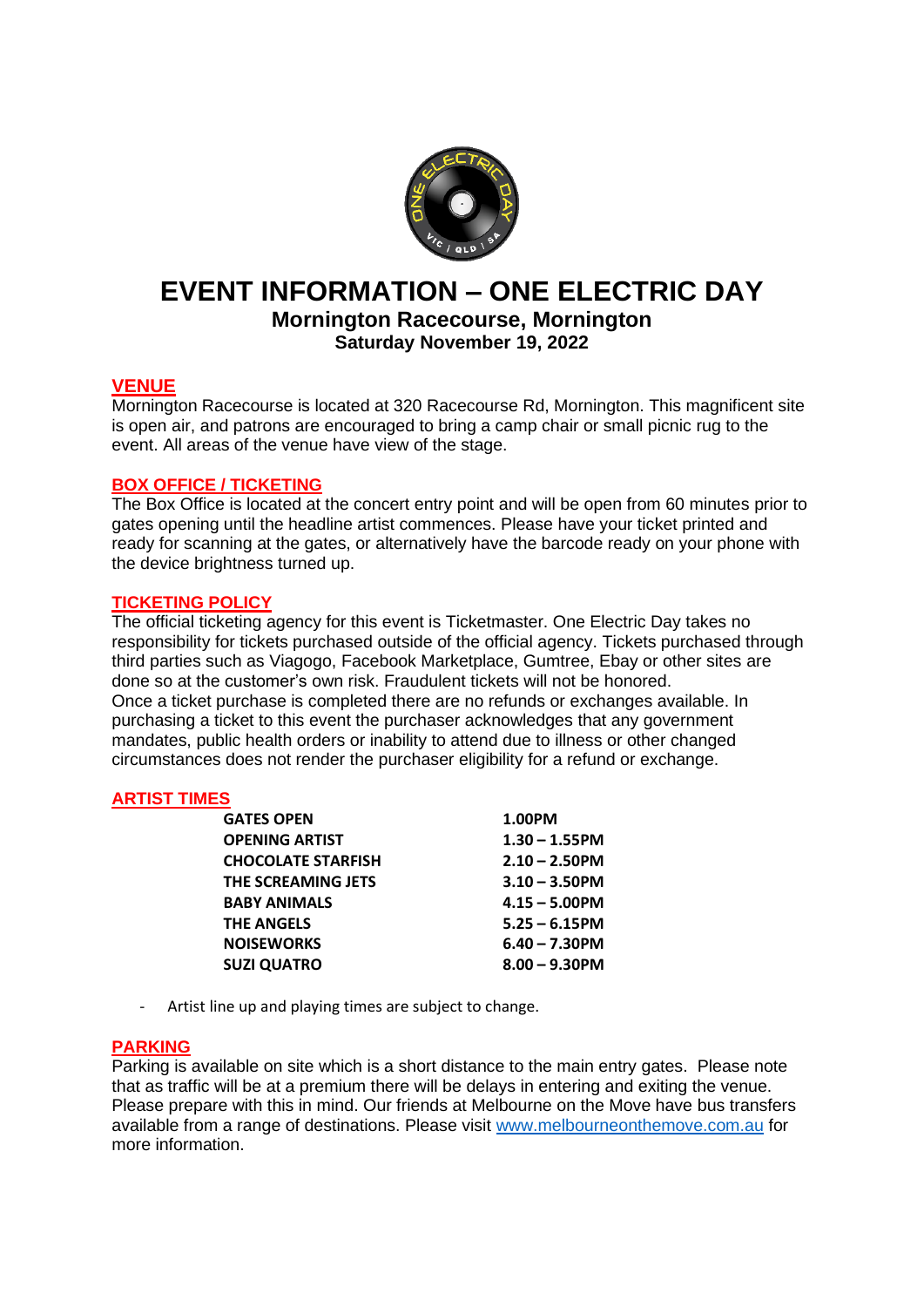# EVENT INFORMATION – ONE ELECTRIC DAY

## Mornington Racecourse, Mornington

### Saturday November 19, 2022

## VENUE

Mornington Racecourse is located at 320 Racecourse Rd, Mornington. This magnificent site is open air, and patrons are encouraged to bring a camp chair or small picnic rug to the event. All areas of the venue have view of the stage.

## BOX OFFICE / TICKETING

The Box Office is located at the concert entry point and will be open from 60 minutes prior to gates opening until the headline artist commences. Please have your ticket printed and ready for scanning at the gates, or alternatively have the barcode ready on your phone with the device brightness turned up.

## TICKETING POLICY

The official ticketing agency for this event is Ticketmaster. One Electric Day takes no responsibility for tickets purchased outside of the official agency. Tickets purchased through third parties such as Viagogo, Facebook Marketplace, Gumtree, Ebay or other sites are done so at the customer's own risk. Fraudulent tickets will not be honored.
Once a ticket purchase is completed there are no refunds or exchanges available. In purchasing a ticket to this event the purchaser acknowledges that any government mandates, public health orders or inability to attend due to illness or other changed circumstances does not render the purchaser eligibility for a refund or exchange.

## ARTIST TIMES

| | |
|---|---|
| **GATES OPEN** | **1.00PM** |
| **OPENING ARTIST** | **1.30 – 1.55PM** |
| **CHOCOLATE STARFISH** | **2.10 – 2.50PM** |
| **THE SCREAMING JETS** | **3.10 – 3.50PM** |
| **BABY ANIMALS** | **4.15 – 5.00PM** |
| **THE ANGELS** | **5.25 – 6.15PM** |
| **NOISEWORKS** | **6.40 – 7.30PM** |
| **SUZI QUATRO** | **8.00 – 9.30PM** |

- Artist line up and playing times are subject to change.

## PARKING

Parking is available on site which is a short distance to the main entry gates. Please note that as traffic will be at a premium there will be delays in entering and exiting the venue. Please prepare with this in mind. Our friends at Melbourne on the Move have bus transfers available from a range of destinations. Please visit www.melbourneonthemove.com.au for more information.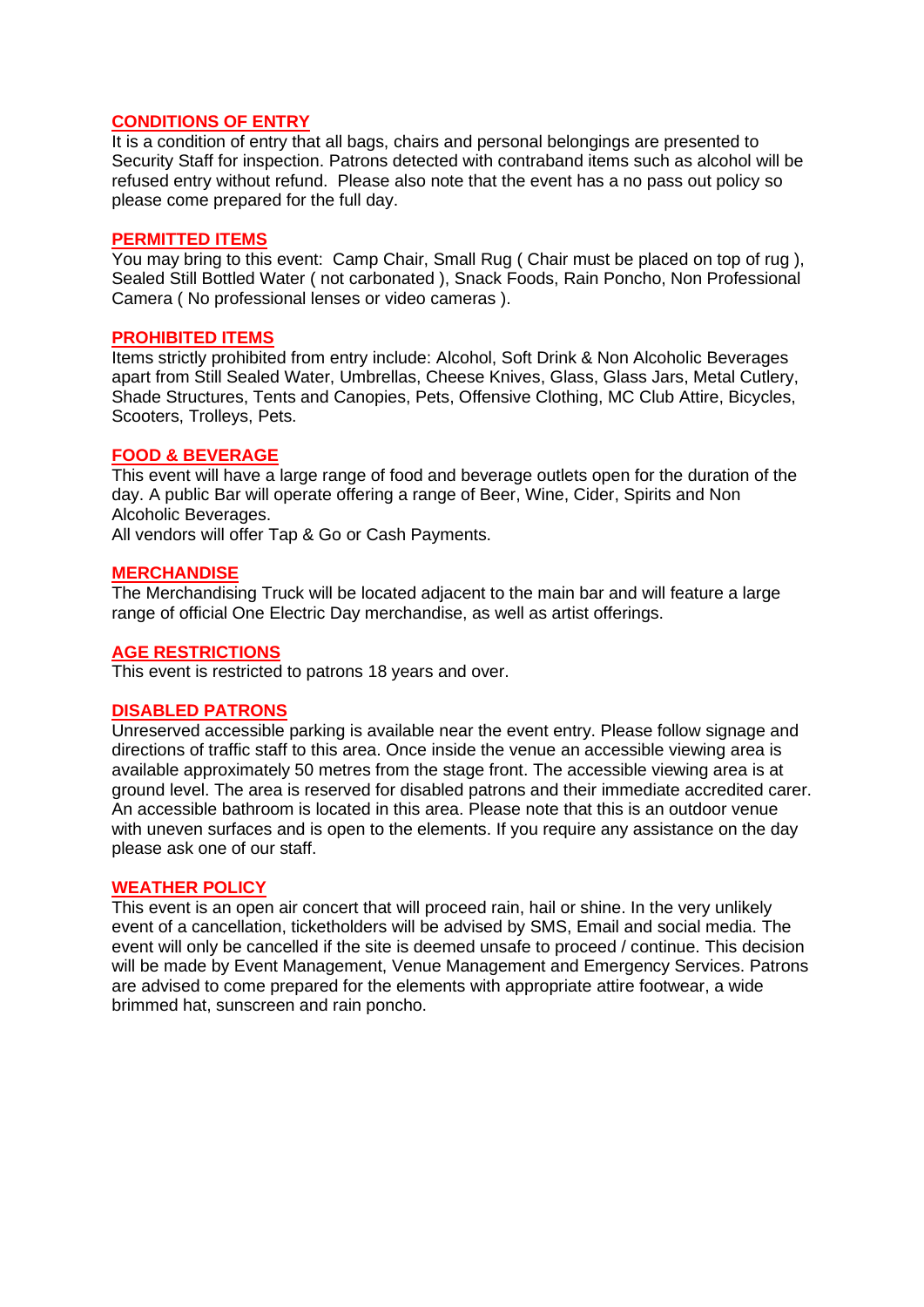## CONDITIONS OF ENTRY

It is a condition of entry that all bags, chairs and personal belongings are presented to Security Staff for inspection. Patrons detected with contraband items such as alcohol will be refused entry without refund. Please also note that the event has a no pass out policy so please come prepared for the full day.

## PERMITTED ITEMS

You may bring to this event: Camp Chair, Small Rug ( Chair must be placed on top of rug ), Sealed Still Bottled Water ( not carbonated ), Snack Foods, Rain Poncho, Non Professional Camera ( No professional lenses or video cameras ).

## PROHIBITED ITEMS

Items strictly prohibited from entry include: Alcohol, Soft Drink & Non Alcoholic Beverages apart from Still Sealed Water, Umbrellas, Cheese Knives, Glass, Glass Jars, Metal Cutlery, Shade Structures, Tents and Canopies, Pets, Offensive Clothing, MC Club Attire, Bicycles, Scooters, Trolleys, Pets.

## FOOD & BEVERAGE

This event will have a large range of food and beverage outlets open for the duration of the day. A public Bar will operate offering a range of Beer, Wine, Cider, Spirits and Non Alcoholic Beverages.

All vendors will offer Tap & Go or Cash Payments.

## MERCHANDISE

The Merchandising Truck will be located adjacent to the main bar and will feature a large range of official One Electric Day merchandise, as well as artist offerings.

## AGE RESTRICTIONS

This event is restricted to patrons 18 years and over.

## DISABLED PATRONS

Unreserved accessible parking is available near the event entry. Please follow signage and directions of traffic staff to this area. Once inside the venue an accessible viewing area is available approximately 50 metres from the stage front. The accessible viewing area is at ground level. The area is reserved for disabled patrons and their immediate accredited carer. An accessible bathroom is located in this area. Please note that this is an outdoor venue with uneven surfaces and is open to the elements. If you require any assistance on the day please ask one of our staff.

## WEATHER POLICY

This event is an open air concert that will proceed rain, hail or shine. In the very unlikely event of a cancellation, ticketholders will be advised by SMS, Email and social media. The event will only be cancelled if the site is deemed unsafe to proceed / continue. This decision will be made by Event Management, Venue Management and Emergency Services. Patrons are advised to come prepared for the elements with appropriate attire footwear, a wide brimmed hat, sunscreen and rain poncho.